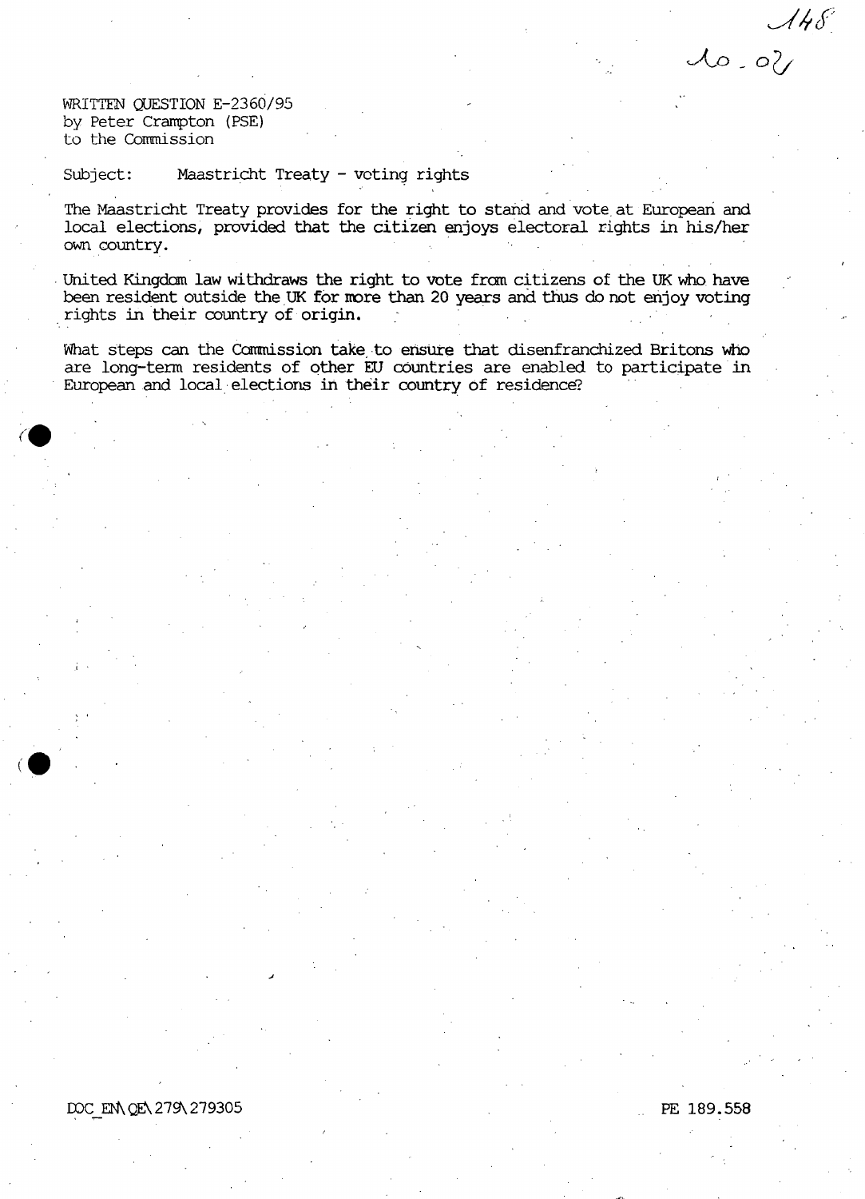WRITTEN QUESTION E-2360/95
by Peter Crampton (PSE)
to the Commission

Subject: Maastricht Treaty - voting rights

The Maastricht Treaty provides for the right to stand and vote at European and local elections, provided that the citizen enjoys electoral rights in his/her own country.

United Kingdom law withdraws the right to vote from citizens of the UK who have been resident outside the UK for more than 20 years and thus do not enjoy voting rights in their country of origin.

What steps can the Commission take to ensure that disenfranchized Britons who are long-term residents of other EU countries are enabled to participate in European and local elections in their country of residence?

DOC_EN\QE\279\279305

PE 189.558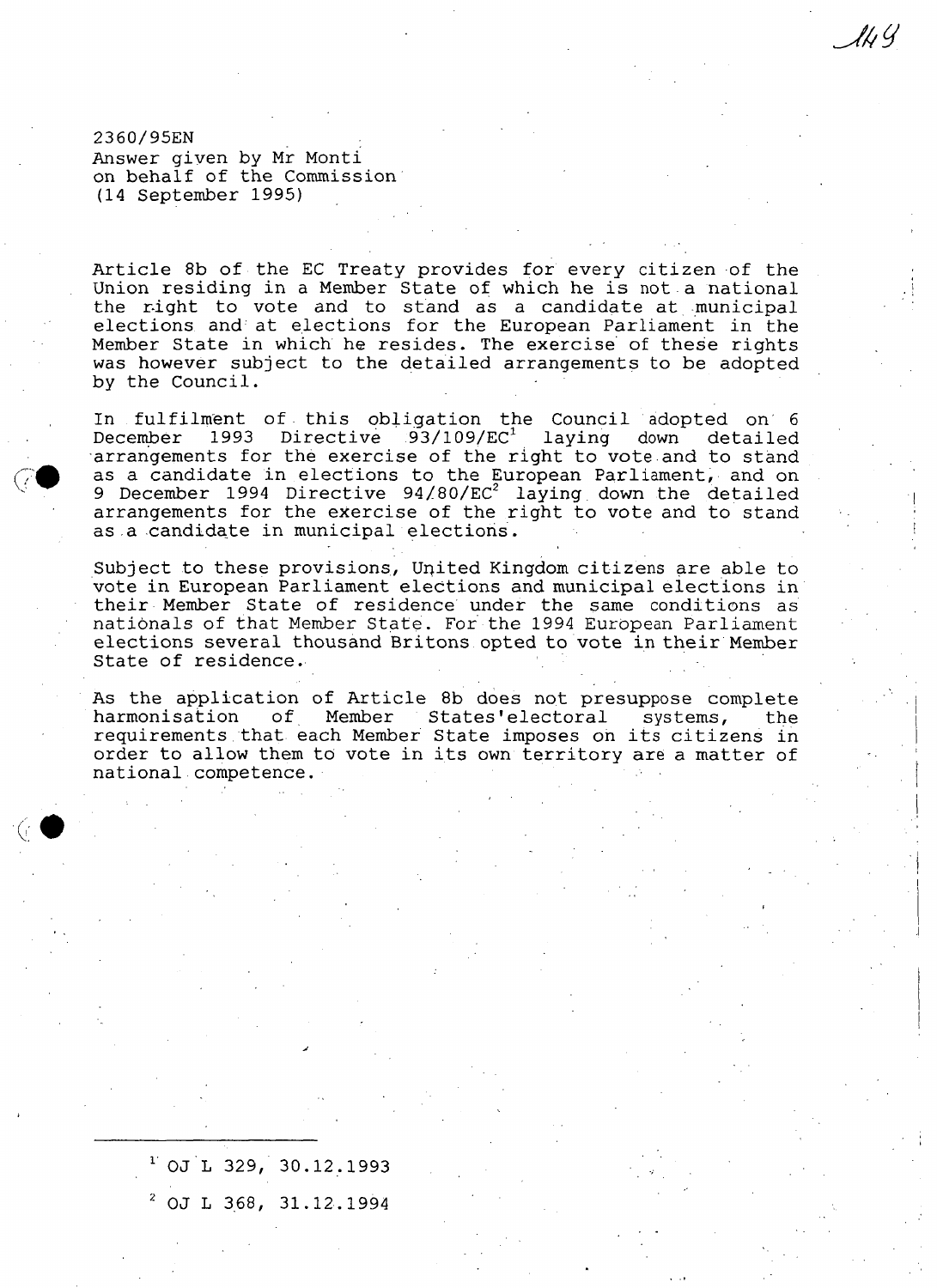2360/95EN
Answer given by Mr Monti
on behalf of the Commission
(14 September 1995)

Article 8b of the EC Treaty provides for every citizen of the Union residing in a Member State of which he is not a national the right to vote and to stand as a candidate at municipal elections and at elections for the European Parliament in the Member State in which he resides. The exercise of these rights was however subject to the detailed arrangements to be adopted by the Council.

In fulfilment of this obligation the Council adopted on 6 December 1993 Directive 93/109/EC[1] laying down detailed arrangements for the exercise of the right to vote and to stand as a candidate in elections to the European Parliament, and on 9 December 1994 Directive 94/80/EC[2] laying down the detailed arrangements for the exercise of the right to vote and to stand as a candidate in municipal elections.

Subject to these provisions, United Kingdom citizens are able to vote in European Parliament elections and municipal elections in their Member State of residence under the same conditions as nationals of that Member State. For the 1994 European Parliament elections several thousand Britons opted to vote in their Member State of residence.

As the application of Article 8b does not presuppose complete harmonisation of Member States'electoral systems, the requirements that each Member State imposes on its citizens in order to allow them to vote in its own territory are a matter of national competence.

---

[1] OJ L 329, 30.12.1993

[2] OJ L 368, 31.12.1994